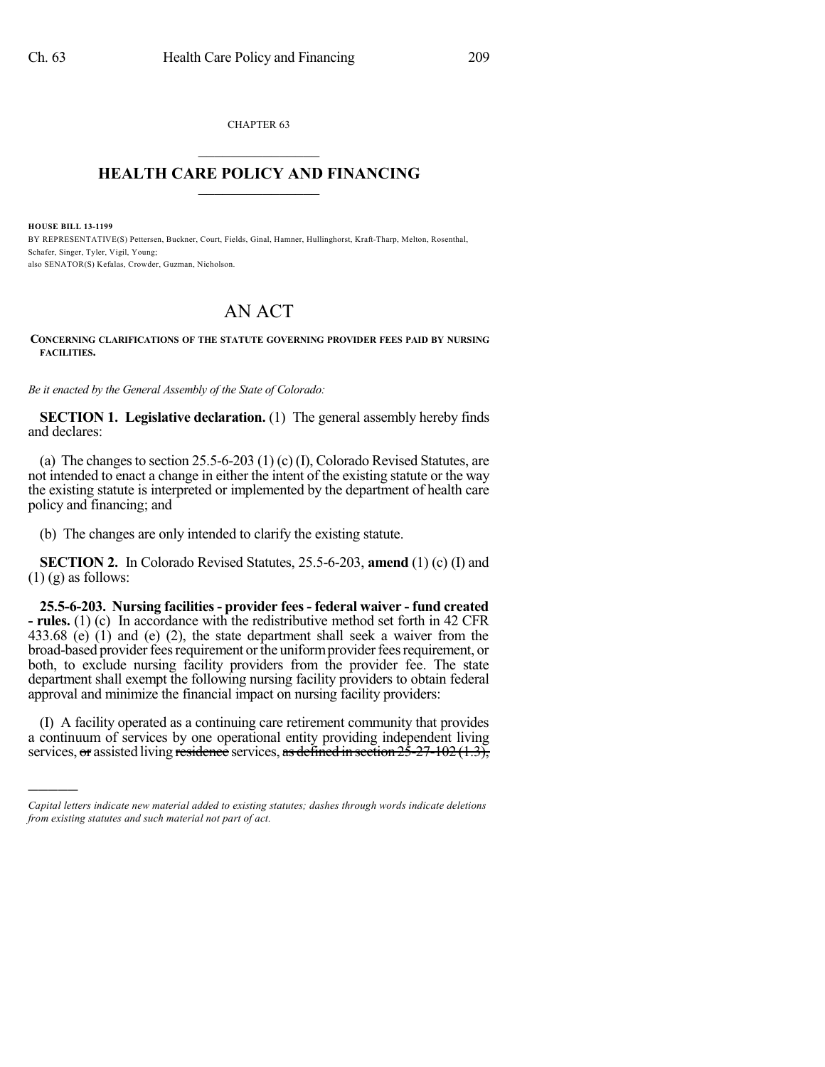CHAPTER 63

# HEALTH CARE POLICY AND FINANCING

**HOUSE BILL 13-1199**

BY REPRESENTATIVE(S) Pettersen, Buckner, Court, Fields, Ginal, Hamner, Hullinghorst, Kraft-Tharp, Melton, Rosenthal, Schafer, Singer, Tyler, Vigil, Young;
also SENATOR(S) Kefalas, Crowder, Guzman, Nicholson.

# AN ACT

**CONCERNING CLARIFICATIONS OF THE STATUTE GOVERNING PROVIDER FEES PAID BY NURSING FACILITIES.**

*Be it enacted by the General Assembly of the State of Colorado:*

**SECTION 1. Legislative declaration.** (1) The general assembly hereby finds and declares:

(a) The changes to section 25.5-6-203 (1) (c) (I), Colorado Revised Statutes, are not intended to enact a change in either the intent of the existing statute or the way the existing statute is interpreted or implemented by the department of health care policy and financing; and

(b) The changes are only intended to clarify the existing statute.

**SECTION 2.** In Colorado Revised Statutes, 25.5-6-203, **amend** (1) (c) (I) and (1) (g) as follows:

**25.5-6-203. Nursing facilities - provider fees - federal waiver - fund created - rules.** (1) (c) In accordance with the redistributive method set forth in 42 CFR 433.68 (e) (1) and (e) (2), the state department shall seek a waiver from the broad-based provider fees requirement or the uniform provider fees requirement, or both, to exclude nursing facility providers from the provider fee. The state department shall exempt the following nursing facility providers to obtain federal approval and minimize the financial impact on nursing facility providers:

(I) A facility operated as a continuing care retirement community that provides a continuum of services by one operational entity providing independent living services, ~~or~~ assisted living ~~residence~~ services, ~~as defined in section 25-27-102 (1.3),~~

---

*Capital letters indicate new material added to existing statutes; dashes through words indicate deletions from existing statutes and such material not part of act.*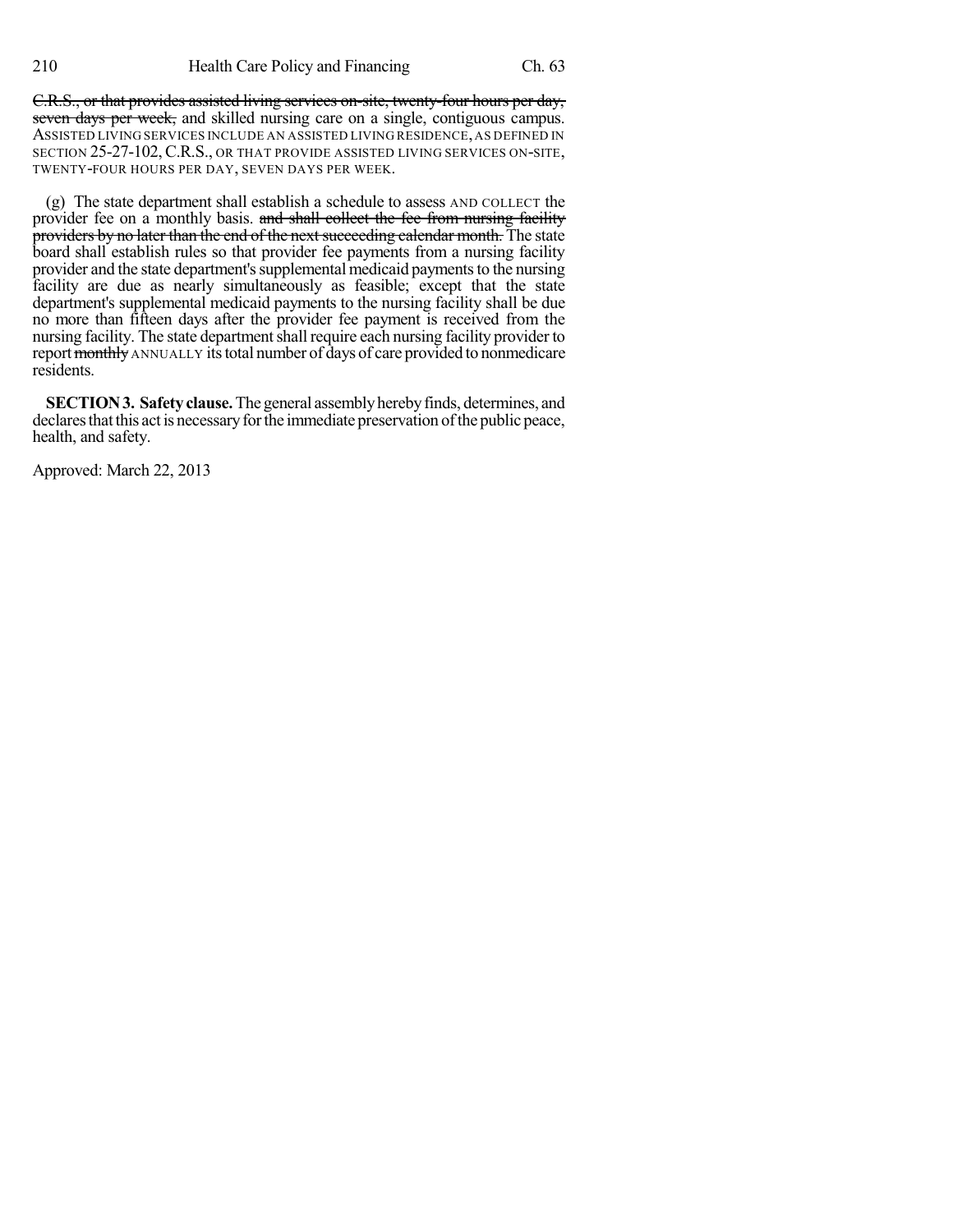C.R.S., or that provides assisted living services on-site, twenty-four hours per day, seven days per week, and skilled nursing care on a single, contiguous campus. ASSISTED LIVING SERVICES INCLUDE AN ASSISTED LIVING RESIDENCE, AS DEFINED IN SECTION 25-27-102, C.R.S., OR THAT PROVIDE ASSISTED LIVING SERVICES ON-SITE, TWENTY-FOUR HOURS PER DAY, SEVEN DAYS PER WEEK.

(g) The state department shall establish a schedule to assess AND COLLECT the provider fee on a monthly basis. and shall collect the fee from nursing facility providers by no later than the end of the next succeeding calendar month. The state board shall establish rules so that provider fee payments from a nursing facility provider and the state department's supplemental medicaid payments to the nursing facility are due as nearly simultaneously as feasible; except that the state department's supplemental medicaid payments to the nursing facility shall be due no more than fifteen days after the provider fee payment is received from the nursing facility. The state department shall require each nursing facility provider to report monthly ANNUALLY its total number of days of care provided to nonmedicare residents.

**SECTION 3. Safety clause.** The general assembly hereby finds, determines, and declares that this act is necessary for the immediate preservation of the public peace, health, and safety.

Approved: March 22, 2013